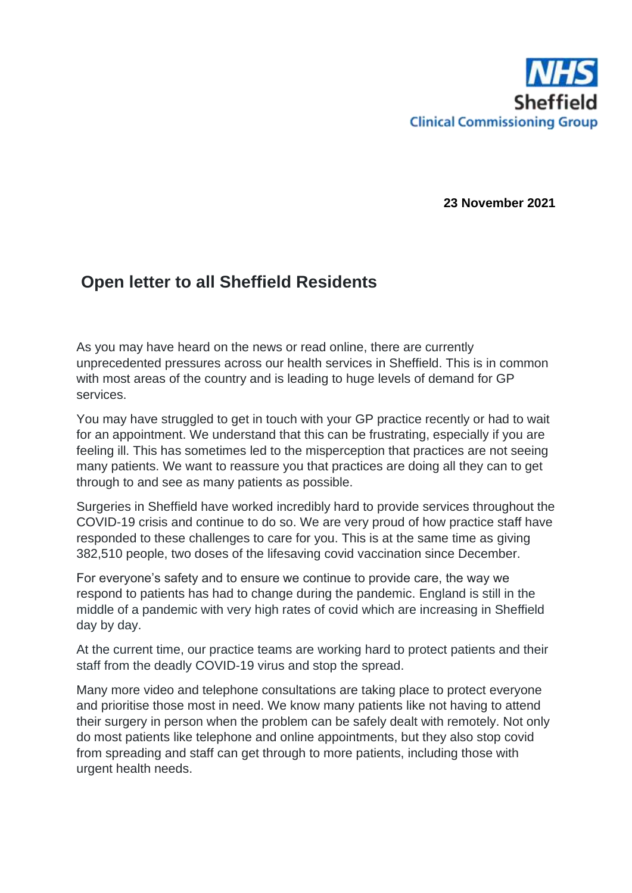NHS
Sheffield
Clinical Commissioning Group

**23 November 2021**

## Open letter to all Sheffield Residents

As you may have heard on the news or read online, there are currently unprecedented pressures across our health services in Sheffield. This is in common with most areas of the country and is leading to huge levels of demand for GP services.

You may have struggled to get in touch with your GP practice recently or had to wait for an appointment. We understand that this can be frustrating, especially if you are feeling ill. This has sometimes led to the misperception that practices are not seeing many patients. We want to reassure you that practices are doing all they can to get through to and see as many patients as possible.

Surgeries in Sheffield have worked incredibly hard to provide services throughout the COVID-19 crisis and continue to do so. We are very proud of how practice staff have responded to these challenges to care for you. This is at the same time as giving 382,510 people, two doses of the lifesaving covid vaccination since December.

For everyone's safety and to ensure we continue to provide care, the way we respond to patients has had to change during the pandemic. England is still in the middle of a pandemic with very high rates of covid which are increasing in Sheffield day by day.

At the current time, our practice teams are working hard to protect patients and their staff from the deadly COVID-19 virus and stop the spread.

Many more video and telephone consultations are taking place to protect everyone and prioritise those most in need. We know many patients like not having to attend their surgery in person when the problem can be safely dealt with remotely. Not only do most patients like telephone and online appointments, but they also stop covid from spreading and staff can get through to more patients, including those with urgent health needs.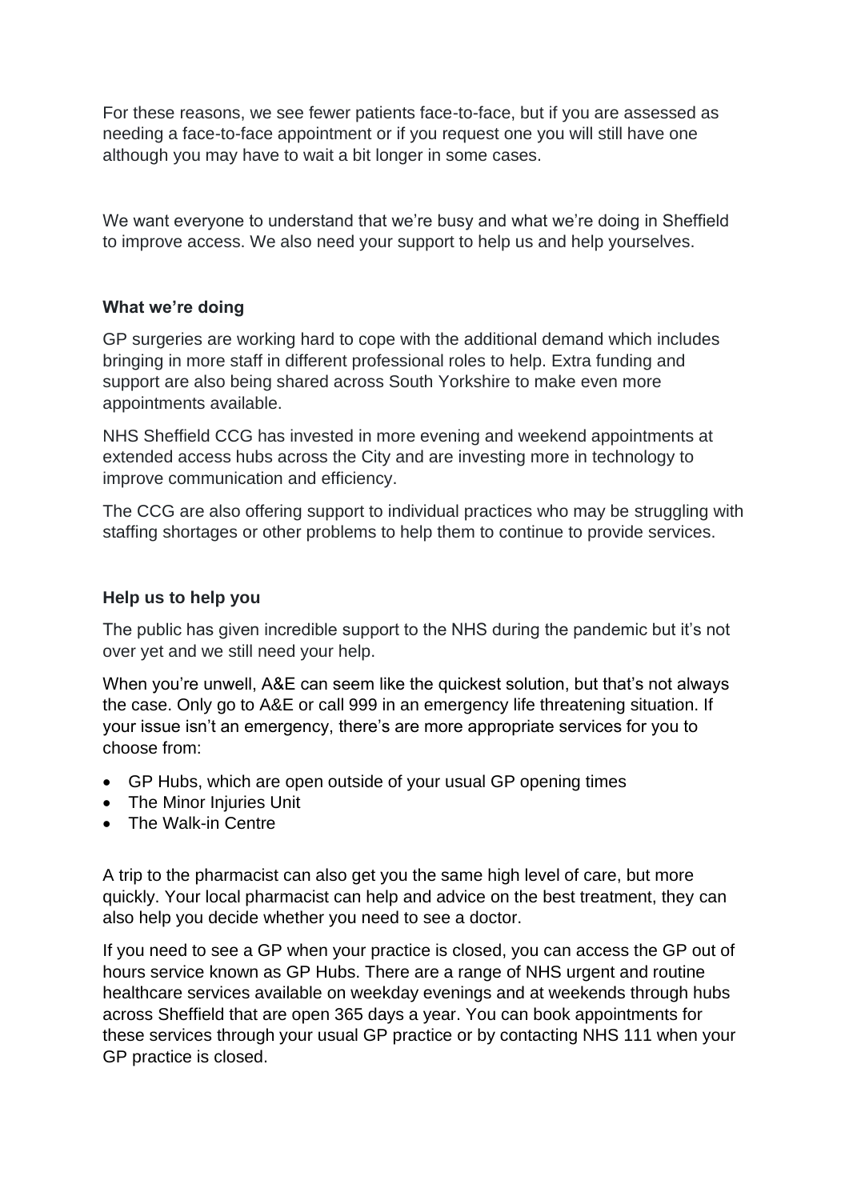For these reasons, we see fewer patients face-to-face, but if you are assessed as needing a face-to-face appointment or if you request one you will still have one although you may have to wait a bit longer in some cases.

We want everyone to understand that we're busy and what we're doing in Sheffield to improve access. We also need your support to help us and help yourselves.

**What we're doing**

GP surgeries are working hard to cope with the additional demand which includes bringing in more staff in different professional roles to help. Extra funding and support are also being shared across South Yorkshire to make even more appointments available.

NHS Sheffield CCG has invested in more evening and weekend appointments at extended access hubs across the City and are investing more in technology to improve communication and efficiency.

The CCG are also offering support to individual practices who may be struggling with staffing shortages or other problems to help them to continue to provide services.

**Help us to help you**

The public has given incredible support to the NHS during the pandemic but it's not over yet and we still need your help.

When you're unwell, A&E can seem like the quickest solution, but that's not always the case. Only go to A&E or call 999 in an emergency life threatening situation. If your issue isn't an emergency, there's are more appropriate services for you to choose from:

- GP Hubs, which are open outside of your usual GP opening times
- The Minor Injuries Unit
- The Walk-in Centre

A trip to the pharmacist can also get you the same high level of care, but more quickly. Your local pharmacist can help and advice on the best treatment, they can also help you decide whether you need to see a doctor.

If you need to see a GP when your practice is closed, you can access the GP out of hours service known as GP Hubs. There are a range of NHS urgent and routine healthcare services available on weekday evenings and at weekends through hubs across Sheffield that are open 365 days a year. You can book appointments for these services through your usual GP practice or by contacting NHS 111 when your GP practice is closed.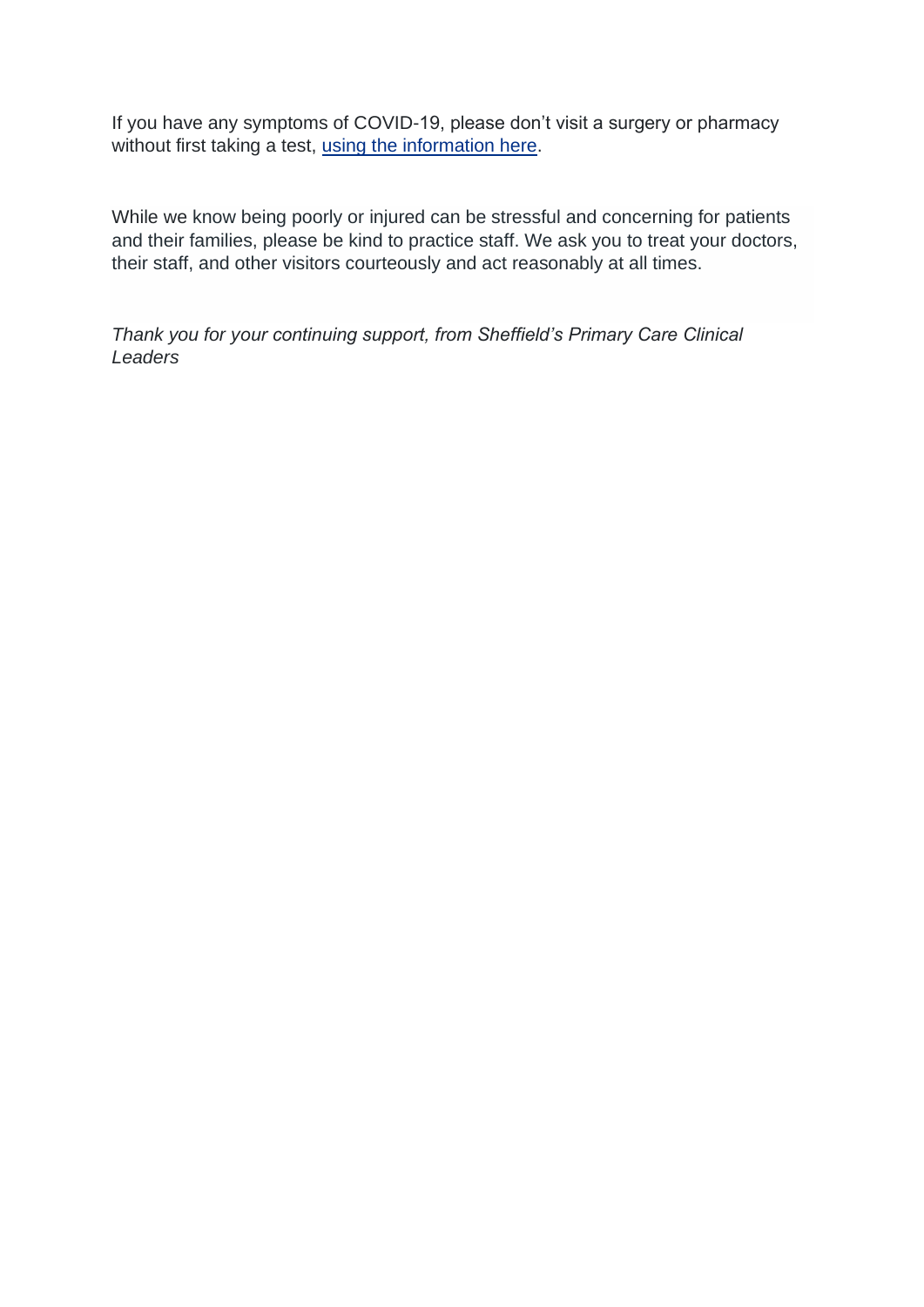If you have any symptoms of COVID-19, please don't visit a surgery or pharmacy without first taking a test, using the information here.

While we know being poorly or injured can be stressful and concerning for patients and their families, please be kind to practice staff. We ask you to treat your doctors, their staff, and other visitors courteously and act reasonably at all times.

*Thank you for your continuing support, from Sheffield's Primary Care Clinical Leaders*